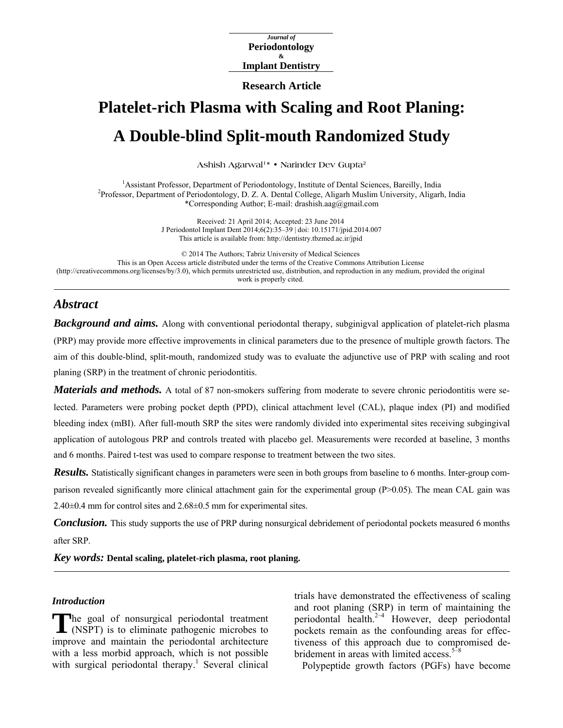Journal of
**Periodontology**
&
**Implant Dentistry**

**Research Article**

# Platelet-rich Plasma with Scaling and Root Planing: A Double-blind Split-mouth Randomized Study

Ashish Agarwal[1]* • Narinder Dev Gupta[2]

[1]Assistant Professor, Department of Periodontology, Institute of Dental Sciences, Bareilly, India
[2]Professor, Department of Periodontology, D. Z. A. Dental College, Aligarh Muslim University, Aligarh, India
*Corresponding Author; E-mail: drashish.aag@gmail.com

Received: 21 April 2014; Accepted: 23 June 2014
J Periodontol Implant Dent 2014;6(2):35–39 | doi: 10.15171/jpid.2014.007
This article is available from: http://dentistry.tbzmed.ac.ir/jpid

© 2014 The Authors; Tabriz University of Medical Sciences
This is an Open Access article distributed under the terms of the Creative Commons Attribution License (http://creativecommons.org/licenses/by/3.0), which permits unrestricted use, distribution, and reproduction in any medium, provided the original work is properly cited.

## *Abstract*

***Background and aims.*** Along with conventional periodontal therapy, subginigval application of platelet-rich plasma (PRP) may provide more effective improvements in clinical parameters due to the presence of multiple growth factors. The aim of this double-blind, split-mouth, randomized study was to evaluate the adjunctive use of PRP with scaling and root planing (SRP) in the treatment of chronic periodontitis.

***Materials and methods.*** A total of 87 non-smokers suffering from moderate to severe chronic periodontitis were selected. Parameters were probing pocket depth (PPD), clinical attachment level (CAL), plaque index (PI) and modified bleeding index (mBI). After full-mouth SRP the sites were randomly divided into experimental sites receiving subgingival application of autologous PRP and controls treated with placebo gel. Measurements were recorded at baseline, 3 months and 6 months. Paired t-test was used to compare response to treatment between the two sites.

***Results.*** Statistically significant changes in parameters were seen in both groups from baseline to 6 months. Inter-group comparison revealed significantly more clinical attachment gain for the experimental group ($P>0.05$). The mean CAL gain was 2.40±0.4 mm for control sites and 2.68±0.5 mm for experimental sites.

***Conclusion.*** This study supports the use of PRP during nonsurgical debridement of periodontal pockets measured 6 months after SRP.

***Key words:*** **Dental scaling, platelet-rich plasma, root planing.**

### *Introduction*

The goal of nonsurgical periodontal treatment (NSPT) is to eliminate pathogenic microbes to improve and maintain the periodontal architecture with a less morbid approach, which is not possible with surgical periodontal therapy.[1] Several clinical trials have demonstrated the effectiveness of scaling and root planing (SRP) in term of maintaining the periodontal health.[2–4] However, deep periodontal pockets remain as the confounding areas for effectiveness of this approach due to compromised debridement in areas with limited access.[5–8]

Polypeptide growth factors (PGFs) have become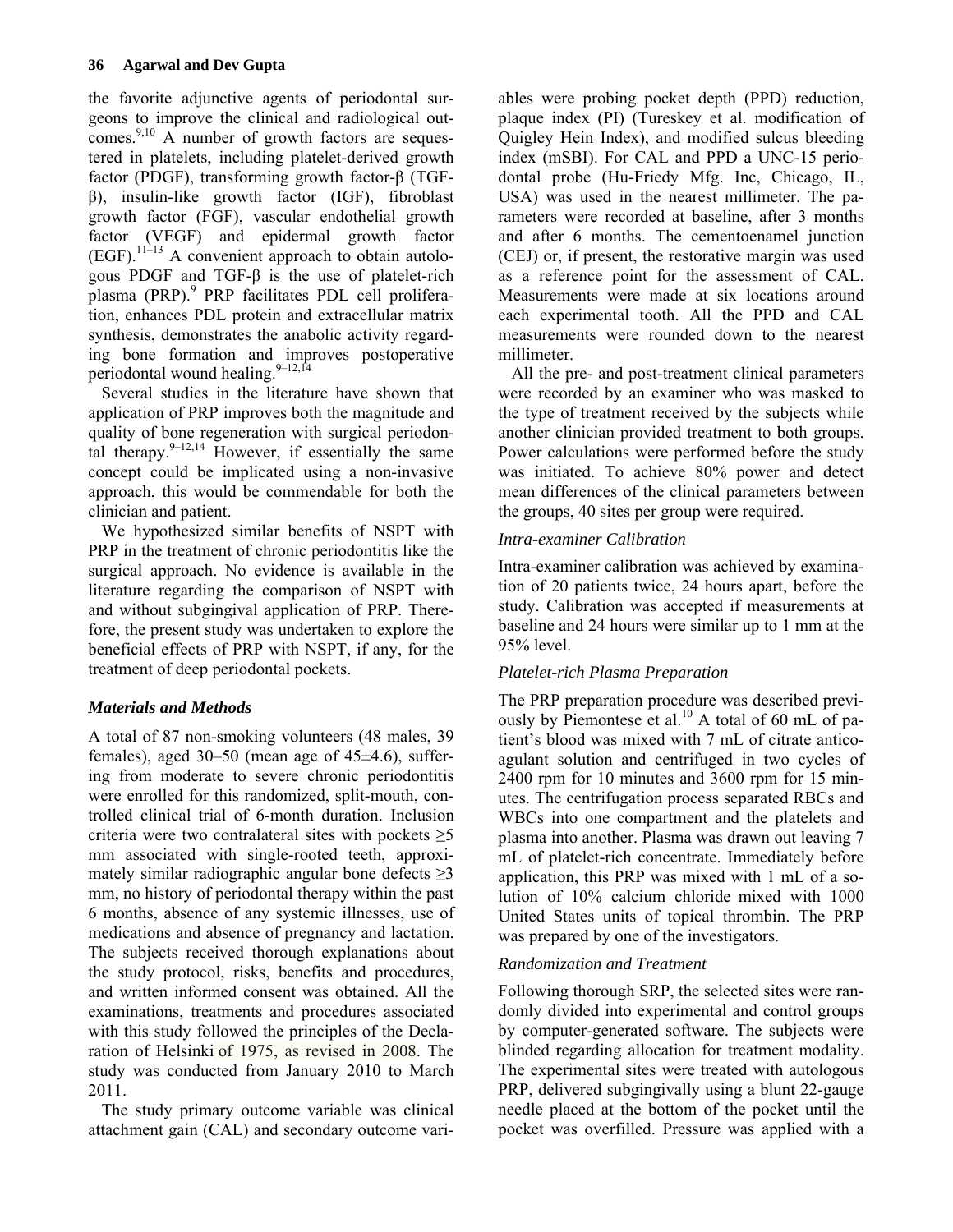the favorite adjunctive agents of periodontal surgeons to improve the clinical and radiological outcomes.[9,10] A number of growth factors are sequestered in platelets, including platelet-derived growth factor (PDGF), transforming growth factor-β (TGF-β), insulin-like growth factor (IGF), fibroblast growth factor (FGF), vascular endothelial growth factor (VEGF) and epidermal growth factor (EGF).[11–13] A convenient approach to obtain autologous PDGF and TGF-β is the use of platelet-rich plasma (PRP).[9] PRP facilitates PDL cell proliferation, enhances PDL protein and extracellular matrix synthesis, demonstrates the anabolic activity regarding bone formation and improves postoperative periodontal wound healing.[9–12,14]

Several studies in the literature have shown that application of PRP improves both the magnitude and quality of bone regeneration with surgical periodontal therapy.[9–12,14] However, if essentially the same concept could be implicated using a non-invasive approach, this would be commendable for both the clinician and patient.

We hypothesized similar benefits of NSPT with PRP in the treatment of chronic periodontitis like the surgical approach. No evidence is available in the literature regarding the comparison of NSPT with and without subgingival application of PRP. Therefore, the present study was undertaken to explore the beneficial effects of PRP with NSPT, if any, for the treatment of deep periodontal pockets.

## *Materials and Methods*

A total of 87 non-smoking volunteers (48 males, 39 females), aged 30–50 (mean age of 45±4.6), suffering from moderate to severe chronic periodontitis were enrolled for this randomized, split-mouth, controlled clinical trial of 6-month duration. Inclusion criteria were two contralateral sites with pockets ≥5 mm associated with single-rooted teeth, approximately similar radiographic angular bone defects ≥3 mm, no history of periodontal therapy within the past 6 months, absence of any systemic illnesses, use of medications and absence of pregnancy and lactation. The subjects received thorough explanations about the study protocol, risks, benefits and procedures, and written informed consent was obtained. All the examinations, treatments and procedures associated with this study followed the principles of the Declaration of Helsinki of 1975, as revised in 2008. The study was conducted from January 2010 to March 2011.

The study primary outcome variable was clinical attachment gain (CAL) and secondary outcome variables were probing pocket depth (PPD) reduction, plaque index (PI) (Tureskey et al. modification of Quigley Hein Index), and modified sulcus bleeding index (mSBI). For CAL and PPD a UNC-15 periodontal probe (Hu-Friedy Mfg. Inc, Chicago, IL, USA) was used in the nearest millimeter. The parameters were recorded at baseline, after 3 months and after 6 months. The cementoenamel junction (CEJ) or, if present, the restorative margin was used as a reference point for the assessment of CAL. Measurements were made at six locations around each experimental tooth. All the PPD and CAL measurements were rounded down to the nearest millimeter.

All the pre- and post-treatment clinical parameters were recorded by an examiner who was masked to the type of treatment received by the subjects while another clinician provided treatment to both groups. Power calculations were performed before the study was initiated. To achieve 80% power and detect mean differences of the clinical parameters between the groups, 40 sites per group were required.

### *Intra-examiner Calibration*

Intra-examiner calibration was achieved by examination of 20 patients twice, 24 hours apart, before the study. Calibration was accepted if measurements at baseline and 24 hours were similar up to 1 mm at the 95% level.

### *Platelet-rich Plasma Preparation*

The PRP preparation procedure was described previously by Piemontese et al.[10] A total of 60 mL of patient's blood was mixed with 7 mL of citrate anticoagulant solution and centrifuged in two cycles of 2400 rpm for 10 minutes and 3600 rpm for 15 minutes. The centrifugation process separated RBCs and WBCs into one compartment and the platelets and plasma into another. Plasma was drawn out leaving 7 mL of platelet-rich concentrate. Immediately before application, this PRP was mixed with 1 mL of a solution of 10% calcium chloride mixed with 1000 United States units of topical thrombin. The PRP was prepared by one of the investigators.

### *Randomization and Treatment*

Following thorough SRP, the selected sites were randomly divided into experimental and control groups by computer-generated software. The subjects were blinded regarding allocation for treatment modality. The experimental sites were treated with autologous PRP, delivered subgingivally using a blunt 22-gauge needle placed at the bottom of the pocket until the pocket was overfilled. Pressure was applied with a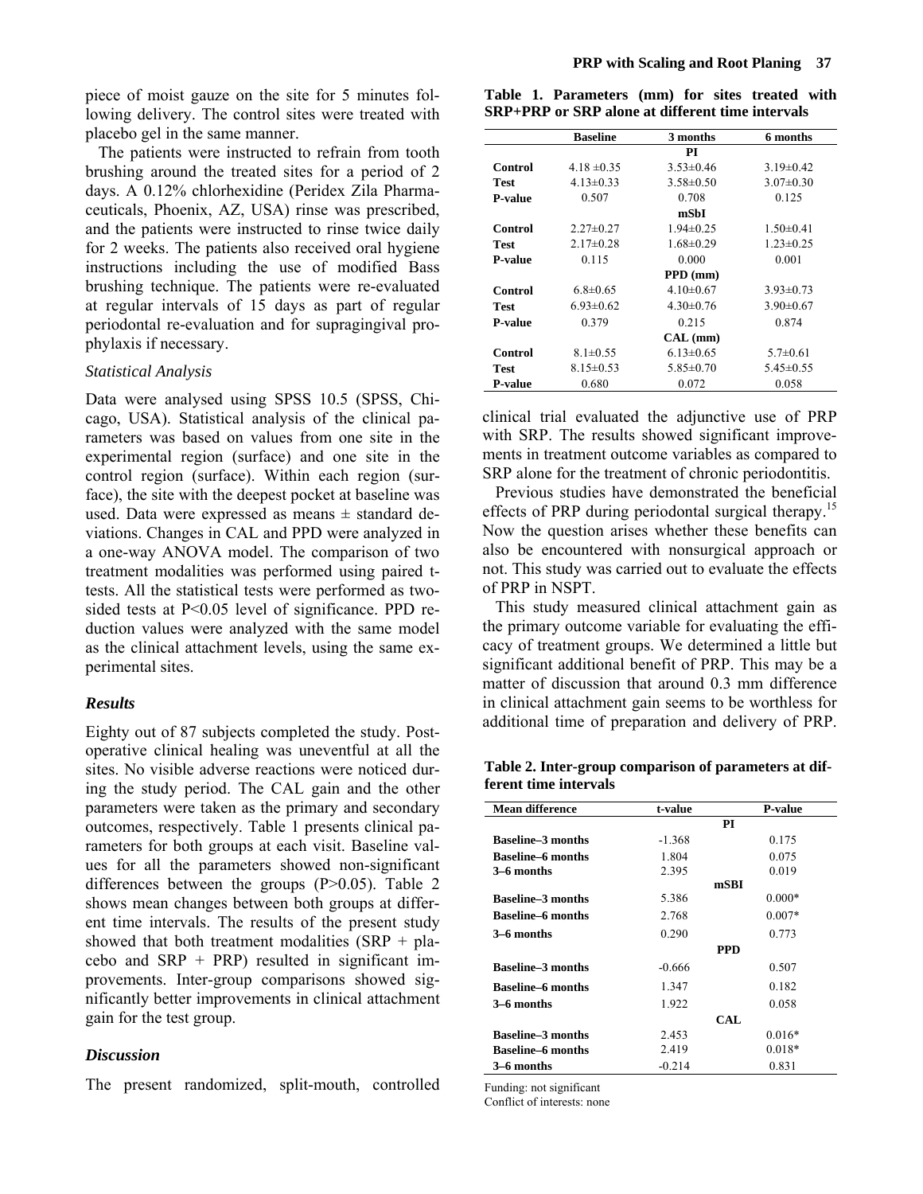piece of moist gauze on the site for 5 minutes following delivery. The control sites were treated with placebo gel in the same manner.

The patients were instructed to refrain from tooth brushing around the treated sites for a period of 2 days. A 0.12% chlorhexidine (Peridex Zila Pharmaceuticals, Phoenix, AZ, USA) rinse was prescribed, and the patients were instructed to rinse twice daily for 2 weeks. The patients also received oral hygiene instructions including the use of modified Bass brushing technique. The patients were re-evaluated at regular intervals of 15 days as part of regular periodontal re-evaluation and for supragingival prophylaxis if necessary.

### *Statistical Analysis*

Data were analysed using SPSS 10.5 (SPSS, Chicago, USA). Statistical analysis of the clinical parameters was based on values from one site in the experimental region (surface) and one site in the control region (surface). Within each region (surface), the site with the deepest pocket at baseline was used. Data were expressed as means ± standard deviations. Changes in CAL and PPD were analyzed in a one-way ANOVA model. The comparison of two treatment modalities was performed using paired t-tests. All the statistical tests were performed as two-sided tests at P<0.05 level of significance. PPD reduction values were analyzed with the same model as the clinical attachment levels, using the same experimental sites.

## *Results*

Eighty out of 87 subjects completed the study. Postoperative clinical healing was uneventful at all the sites. No visible adverse reactions were noticed during the study period. The CAL gain and the other parameters were taken as the primary and secondary outcomes, respectively. Table 1 presents clinical parameters for both groups at each visit. Baseline values for all the parameters showed non-significant differences between the groups (P>0.05). Table 2 shows mean changes between both groups at different time intervals. The results of the present study showed that both treatment modalities (SRP + placebo and SRP + PRP) resulted in significant improvements. Inter-group comparisons showed significantly better improvements in clinical attachment gain for the test group.

**Table 1. Parameters (mm) for sites treated with SRP+PRP or SRP alone at different time intervals**

| | Baseline | 3 months | 6 months |
|---|---|---|---|
| | | **PI** | |
| **Control** | 4.18 ±0.35 | 3.53±0.46 | 3.19±0.42 |
| **Test** | 4.13±0.33 | 3.58±0.50 | 3.07±0.30 |
| **P-value** | 0.507 | 0.708 | 0.125 |
| | | **mSbI** | |
| **Control** | 2.27±0.27 | 1.94±0.25 | 1.50±0.41 |
| **Test** | 2.17±0.28 | 1.68±0.29 | 1.23±0.25 |
| **P-value** | 0.115 | 0.000 | 0.001 |
| | | **PPD (mm)** | |
| **Control** | 6.8±0.65 | 4.10±0.67 | 3.93±0.73 |
| **Test** | 6.93±0.62 | 4.30±0.76 | 3.90±0.67 |
| **P-value** | 0.379 | 0.215 | 0.874 |
| | | **CAL (mm)** | |
| **Control** | 8.1±0.55 | 6.13±0.65 | 5.7±0.61 |
| **Test** | 8.15±0.53 | 5.85±0.70 | 5.45±0.55 |
| **P-value** | 0.680 | 0.072 | 0.058 |

## *Discussion*

The present randomized, split-mouth, controlled clinical trial evaluated the adjunctive use of PRP with SRP. The results showed significant improvements in treatment outcome variables as compared to SRP alone for the treatment of chronic periodontitis.

Previous studies have demonstrated the beneficial effects of PRP during periodontal surgical therapy.[15] Now the question arises whether these benefits can also be encountered with nonsurgical approach or not. This study was carried out to evaluate the effects of PRP in NSPT.

This study measured clinical attachment gain as the primary outcome variable for evaluating the efficacy of treatment groups. We determined a little but significant additional benefit of PRP. This may be a matter of discussion that around 0.3 mm difference in clinical attachment gain seems to be worthless for additional time of preparation and delivery of PRP.

**Table 2. Inter-group comparison of parameters at different time intervals**

| Mean difference | t-value | P-value |
|---|---|---|
| | **PI** | |
| **Baseline–3 months** | -1.368 | 0.175 |
| **Baseline–6 months** | 1.804 | 0.075 |
| **3–6 months** | 2.395 | 0.019 |
| | **mSBI** | |
| **Baseline–3 months** | 5.386 | 0.000* |
| **Baseline–6 months** | 2.768 | 0.007* |
| **3–6 months** | 0.290 | 0.773 |
| | **PPD** | |
| **Baseline–3 months** | -0.666 | 0.507 |
| **Baseline–6 months** | 1.347 | 0.182 |
| **3–6 months** | 1.922 | 0.058 |
| | **CAL** | |
| **Baseline–3 months** | 2.453 | 0.016* |
| **Baseline–6 months** | 2.419 | 0.018* |
| **3–6 months** | -0.214 | 0.831 |

Funding: not significant
Conflict of interests: none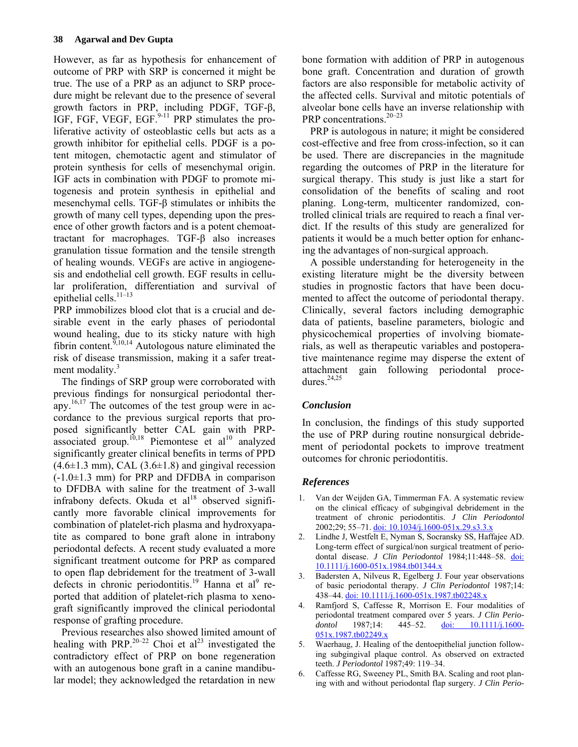However, as far as hypothesis for enhancement of outcome of PRP with SRP is concerned it might be true. The use of a PRP as an adjunct to SRP procedure might be relevant due to the presence of several growth factors in PRP, including PDGF, TGF-β, IGF, FGF, VEGF, EGF.[9-11] PRP stimulates the proliferative activity of osteoblastic cells but acts as a growth inhibitor for epithelial cells. PDGF is a potent mitogen, chemotactic agent and stimulator of protein synthesis for cells of mesenchymal origin. IGF acts in combination with PDGF to promote mitogenesis and protein synthesis in epithelial and mesenchymal cells. TGF-β stimulates or inhibits the growth of many cell types, depending upon the presence of other growth factors and is a potent chemoattractant for macrophages. TGF-β also increases granulation tissue formation and the tensile strength of healing wounds. VEGFs are active in angiogenesis and endothelial cell growth. EGF results in cellular proliferation, differentiation and survival of epithelial cells.[11–13]

PRP immobilizes blood clot that is a crucial and desirable event in the early phases of periodontal wound healing, due to its sticky nature with high fibrin content.[9,10,14] Autologous nature eliminated the risk of disease transmission, making it a safer treatment modality.[3]

The findings of SRP group were corroborated with previous findings for nonsurgical periodontal therapy.[16,17] The outcomes of the test group were in accordance to the previous surgical reports that proposed significantly better CAL gain with PRP-associated group.[10,18] Piemontese et al[10] analyzed significantly greater clinical benefits in terms of PPD (4.6±1.3 mm), CAL (3.6±1.8) and gingival recession (-1.0±1.3 mm) for PRP and DFDBA in comparison to DFDBA with saline for the treatment of 3-wall infrabony defects. Okuda et al[18] observed significantly more favorable clinical improvements for combination of platelet-rich plasma and hydroxyapatite as compared to bone graft alone in intrabony periodontal defects. A recent study evaluated a more significant treatment outcome for PRP as compared to open flap debridement for the treatment of 3-wall defects in chronic periodontitis.[19] Hanna et al[9] reported that addition of platelet-rich plasma to xenograft significantly improved the clinical periodontal response of grafting procedure.

Previous researches also showed limited amount of healing with PRP.[20–22] Choi et al[23] investigated the contradictory effect of PRP on bone regeneration with an autogenous bone graft in a canine mandibular model; they acknowledged the retardation in new bone formation with addition of PRP in autogenous bone graft. Concentration and duration of growth factors are also responsible for metabolic activity of the affected cells. Survival and mitotic potentials of alveolar bone cells have an inverse relationship with PRP concentrations.[20–23]

PRP is autologous in nature; it might be considered cost-effective and free from cross-infection, so it can be used. There are discrepancies in the magnitude regarding the outcomes of PRP in the literature for surgical therapy. This study is just like a start for consolidation of the benefits of scaling and root planing. Long-term, multicenter randomized, controlled clinical trials are required to reach a final verdict. If the results of this study are generalized for patients it would be a much better option for enhancing the advantages of non-surgical approach.

A possible understanding for heterogeneity in the existing literature might be the diversity between studies in prognostic factors that have been documented to affect the outcome of periodontal therapy. Clinically, several factors including demographic data of patients, baseline parameters, biologic and physicochemical properties of involving biomaterials, as well as therapeutic variables and postoperative maintenance regime may disperse the extent of attachment gain following periodontal procedures.[24,25]

## *Conclusion*

In conclusion, the findings of this study supported the use of PRP during routine nonsurgical debridement of periodontal pockets to improve treatment outcomes for chronic periodontitis.

## *References*

1. Van der Weijden GA, Timmerman FA. A systematic review on the clinical efficacy of subgingival debridement in the treatment of chronic periodontitis. *J Clin Periodontol* 2002;29; 55–71. doi: 10.1034/j.1600-051x.29.s3.3.x
2. Lindhe J, Westfelt E, Nyman S, Socransky SS, Haffajee AD. Long-term effect of surgical/non surgical treatment of periodontal disease. *J Clin Periodontol* 1984;11:448–58. doi: 10.1111/j.1600-051x.1984.tb01344.x
3. Badersten A, Nilveus R, Egelberg J. Four year observations of basic periodontal therapy. *J Clin Periodontol* 1987;14: 438–44. doi: 10.1111/j.1600-051x.1987.tb02248.x
4. Ramfjord S, Caffesse R, Morrison E. Four modalities of periodontal treatment compared over 5 years. *J Clin Periodontol* 1987;14: 445–52. doi: 10.1111/j.1600-051x.1987.tb02249.x
5. Waerhaug, J. Healing of the dentoepithelial junction following subgingival plaque control. As observed on extracted teeth. *J Periodontol* 1987;49: 119–34.
6. Caffesse RG, Sweeney PL, Smith BA. Scaling and root planing with and without periodontal flap surgery. *J Clin Perio-*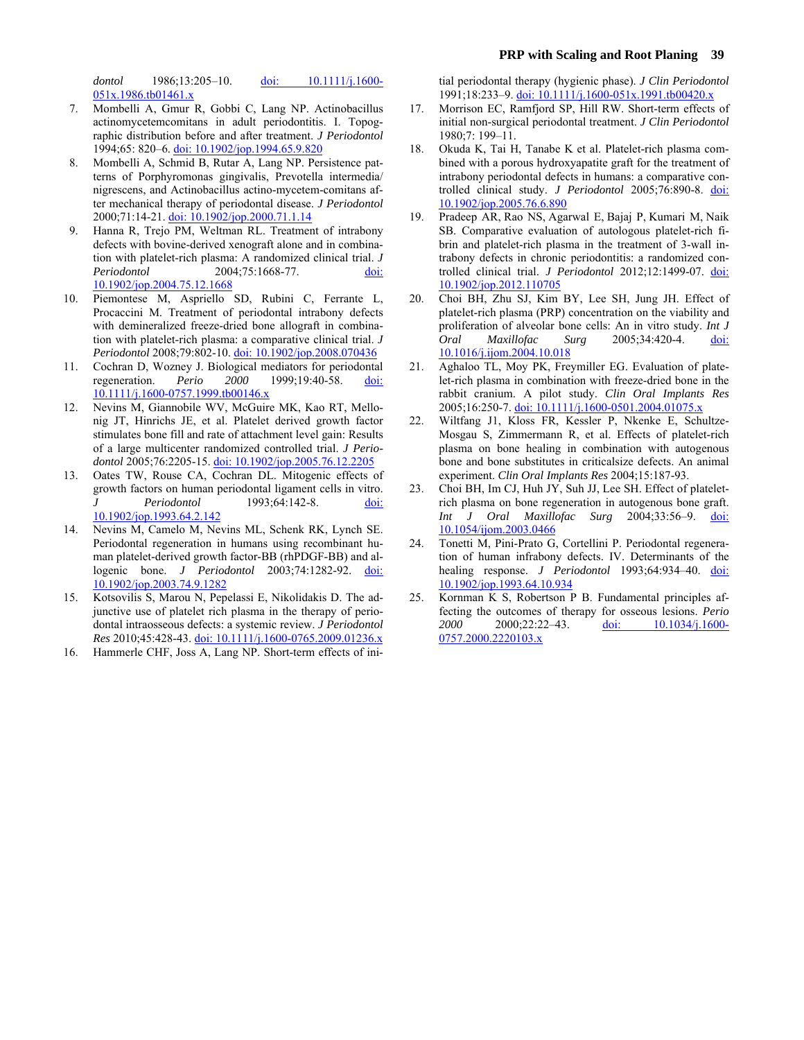*dontol* 1986;13:205–10. [doi: 10.1111/j.1600-051x.1986.tb01461.x](https://doi.org/10.1111/j.1600-051x.1986.tb01461.x)

7. Mombelli A, Gmur R, Gobbi C, Lang NP. Actinobacillus actinomycetemcomitans in adult periodontitis. I. Topographic distribution before and after treatment. *J Periodontol* 1994;65: 820–6. [doi: 10.1902/jop.1994.65.9.820](https://doi.org/10.1902/jop.1994.65.9.820)
8. Mombelli A, Schmid B, Rutar A, Lang NP. Persistence patterns of Porphyromonas gingivalis, Prevotella intermedia/ nigrescens, and Actinobacillus actino-mycetem-comitans after mechanical therapy of periodontal disease. *J Periodontol* 2000;71:14-21. [doi: 10.1902/jop.2000.71.1.14](https://doi.org/10.1902/jop.2000.71.1.14)
9. Hanna R, Trejo PM, Weltman RL. Treatment of intrabony defects with bovine-derived xenograft alone and in combination with platelet-rich plasma: A randomized clinical trial. *J Periodontol* 2004;75:1668-77. [doi: 10.1902/jop.2004.75.12.1668](https://doi.org/10.1902/jop.2004.75.12.1668)
10. Piemontese M, Aspriello SD, Rubini C, Ferrante L, Procaccini M. Treatment of periodontal intrabony defects with demineralized freeze-dried bone allograft in combination with platelet-rich plasma: a comparative clinical trial. *J Periodontol* 2008;79:802-10. [doi: 10.1902/jop.2008.070436](https://doi.org/10.1902/jop.2008.070436)
11. Cochran D, Wozney J. Biological mediators for periodontal regeneration. *Perio 2000* 1999;19:40-58. [doi: 10.1111/j.1600-0757.1999.tb00146.x](https://doi.org/10.1111/j.1600-0757.1999.tb00146.x)
12. Nevins M, Giannobile WV, McGuire MK, Kao RT, Mellonig JT, Hinrichs JE, et al. Platelet derived growth factor stimulates bone fill and rate of attachment level gain: Results of a large multicenter randomized controlled trial. *J Periodontol* 2005;76:2205-15. [doi: 10.1902/jop.2005.76.12.2205](https://doi.org/10.1902/jop.2005.76.12.2205)
13. Oates TW, Rouse CA, Cochran DL. Mitogenic effects of growth factors on human periodontal ligament cells in vitro. *J Periodontol* 1993;64:142-8. [doi: 10.1902/jop.1993.64.2.142](https://doi.org/10.1902/jop.1993.64.2.142)
14. Nevins M, Camelo M, Nevins ML, Schenk RK, Lynch SE. Periodontal regeneration in humans using recombinant human platelet-derived growth factor-BB (rhPDGF-BB) and allogenic bone. *J Periodontol* 2003;74:1282-92. [doi: 10.1902/jop.2003.74.9.1282](https://doi.org/10.1902/jop.2003.74.9.1282)
15. Kotsovilis S, Marou N, Pepelassi E, Nikolidakis D. The adjunctive use of platelet rich plasma in the therapy of periodontal intraosseous defects: a systemic review. *J Periodontol Res* 2010;45:428-43. [doi: 10.1111/j.1600-0765.2009.01236.x](https://doi.org/10.1111/j.1600-0765.2009.01236.x)
16. Hammerle CHF, Joss A, Lang NP. Short-term effects of initial periodontal therapy (hygienic phase). *J Clin Periodontol* 1991;18:233–9. [doi: 10.1111/j.1600-051x.1991.tb00420.x](https://doi.org/10.1111/j.1600-051x.1991.tb00420.x)
17. Morrison EC, Ramfjord SP, Hill RW. Short-term effects of initial non-surgical periodontal treatment. *J Clin Periodontol* 1980;7: 199–11.
18. Okuda K, Tai H, Tanabe K et al. Platelet-rich plasma combined with a porous hydroxyapatite graft for the treatment of intrabony periodontal defects in humans: a comparative controlled clinical study. *J Periodontol* 2005;76:890-8. [doi: 10.1902/jop.2005.76.6.890](https://doi.org/10.1902/jop.2005.76.6.890)
19. Pradeep AR, Rao NS, Agarwal E, Bajaj P, Kumari M, Naik SB. Comparative evaluation of autologous platelet-rich fibrin and platelet-rich plasma in the treatment of 3-wall intrabony defects in chronic periodontitis: a randomized controlled clinical trial. *J Periodontol* 2012;12:1499-07. [doi: 10.1902/jop.2012.110705](https://doi.org/10.1902/jop.2012.110705)
20. Choi BH, Zhu SJ, Kim BY, Lee SH, Jung JH. Effect of platelet-rich plasma (PRP) concentration on the viability and proliferation of alveolar bone cells: An in vitro study. *Int J Oral Maxillofac Surg* 2005;34:420-4. [doi: 10.1016/j.ijom.2004.10.018](https://doi.org/10.1016/j.ijom.2004.10.018)
21. Aghaloo TL, Moy PK, Freymiller EG. Evaluation of platelet-rich plasma in combination with freeze-dried bone in the rabbit cranium. A pilot study. *Clin Oral Implants Res* 2005;16:250-7. [doi: 10.1111/j.1600-0501.2004.01075.x](https://doi.org/10.1111/j.1600-0501.2004.01075.x)
22. Wiltfang J1, Kloss FR, Kessler P, Nkenke E, Schultze-Mosgau S, Zimmermann R, et al. Effects of platelet-rich plasma on bone healing in combination with autogenous bone and bone substitutes in criticalsize defects. An animal experiment. *Clin Oral Implants Res* 2004;15:187-93.
23. Choi BH, Im CJ, Huh JY, Suh JJ, Lee SH. Effect of platelet-rich plasma on bone regeneration in autogenous bone graft. *Int J Oral Maxillofac Surg* 2004;33:56–9. [doi: 10.1054/ijom.2003.0466](https://doi.org/10.1054/ijom.2003.0466)
24. Tonetti M, Pini-Prato G, Cortellini P. Periodontal regeneration of human infrabony defects. IV. Determinants of the healing response. *J Periodontol* 1993;64:934–40. [doi: 10.1902/jop.1993.64.10.934](https://doi.org/10.1902/jop.1993.64.10.934)
25. Kornman K S, Robertson P B. Fundamental principles affecting the outcomes of therapy for osseous lesions. *Perio 2000* 2000;22:22–43. [doi: 10.1034/j.1600-0757.2000.2220103.x](https://doi.org/10.1034/j.1600-0757.2000.2220103.x)